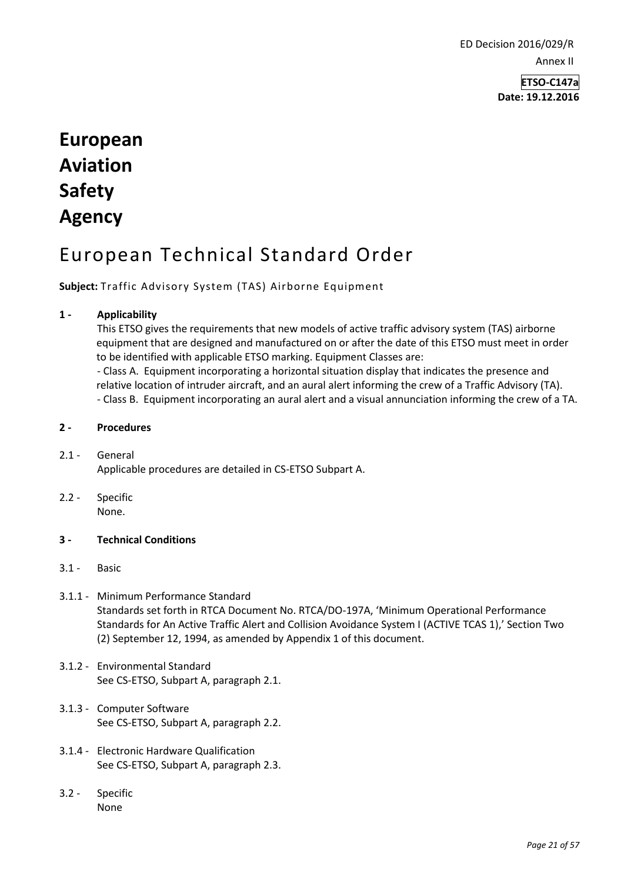ED Decision 2016/029/R

Annex II

**ETSO-C147a**
**Date: 19.12.2016**

# European Aviation Safety Agency

# European Technical Standard Order

**Subject:** Traffic Advisory System (TAS) Airborne Equipment

## 1 - Applicability

This ETSO gives the requirements that new models of active traffic advisory system (TAS) airborne equipment that are designed and manufactured on or after the date of this ETSO must meet in order to be identified with applicable ETSO marking. Equipment Classes are:

- Class A. Equipment incorporating a horizontal situation display that indicates the presence and relative location of intruder aircraft, and an aural alert informing the crew of a Traffic Advisory (TA).
- Class B. Equipment incorporating an aural alert and a visual annunciation informing the crew of a TA.

## 2 - Procedures

2.1 - General

Applicable procedures are detailed in CS-ETSO Subpart A.

2.2 - Specific

None.

## 3 - Technical Conditions

3.1 - Basic

3.1.1 - Minimum Performance Standard

Standards set forth in RTCA Document No. RTCA/DO-197A, 'Minimum Operational Performance Standards for An Active Traffic Alert and Collision Avoidance System I (ACTIVE TCAS 1),' Section Two (2) September 12, 1994, as amended by Appendix 1 of this document.

3.1.2 - Environmental Standard

See CS-ETSO, Subpart A, paragraph 2.1.

3.1.3 - Computer Software

See CS-ETSO, Subpart A, paragraph 2.2.

3.1.4 - Electronic Hardware Qualification

See CS-ETSO, Subpart A, paragraph 2.3.

3.2 - Specific

None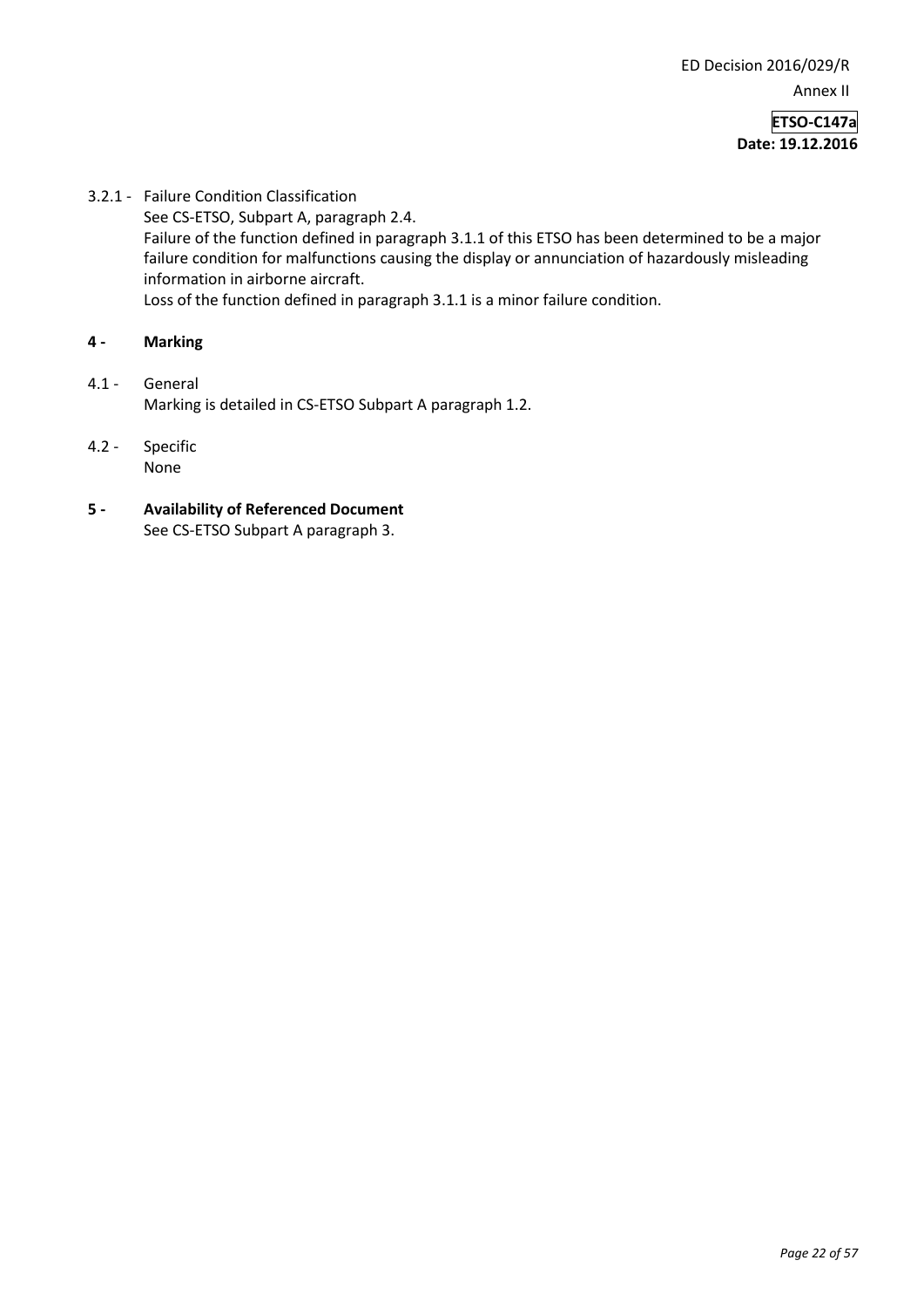3.2.1 - Failure Condition Classification
See CS-ETSO, Subpart A, paragraph 2.4.
Failure of the function defined in paragraph 3.1.1 of this ETSO has been determined to be a major failure condition for malfunctions causing the display or annunciation of hazardously misleading information in airborne aircraft.
Loss of the function defined in paragraph 3.1.1 is a minor failure condition.

## 4 - Marking

4.1 - General
Marking is detailed in CS-ETSO Subpart A paragraph 1.2.

4.2 - Specific
None

## 5 - Availability of Referenced Document

See CS-ETSO Subpart A paragraph 3.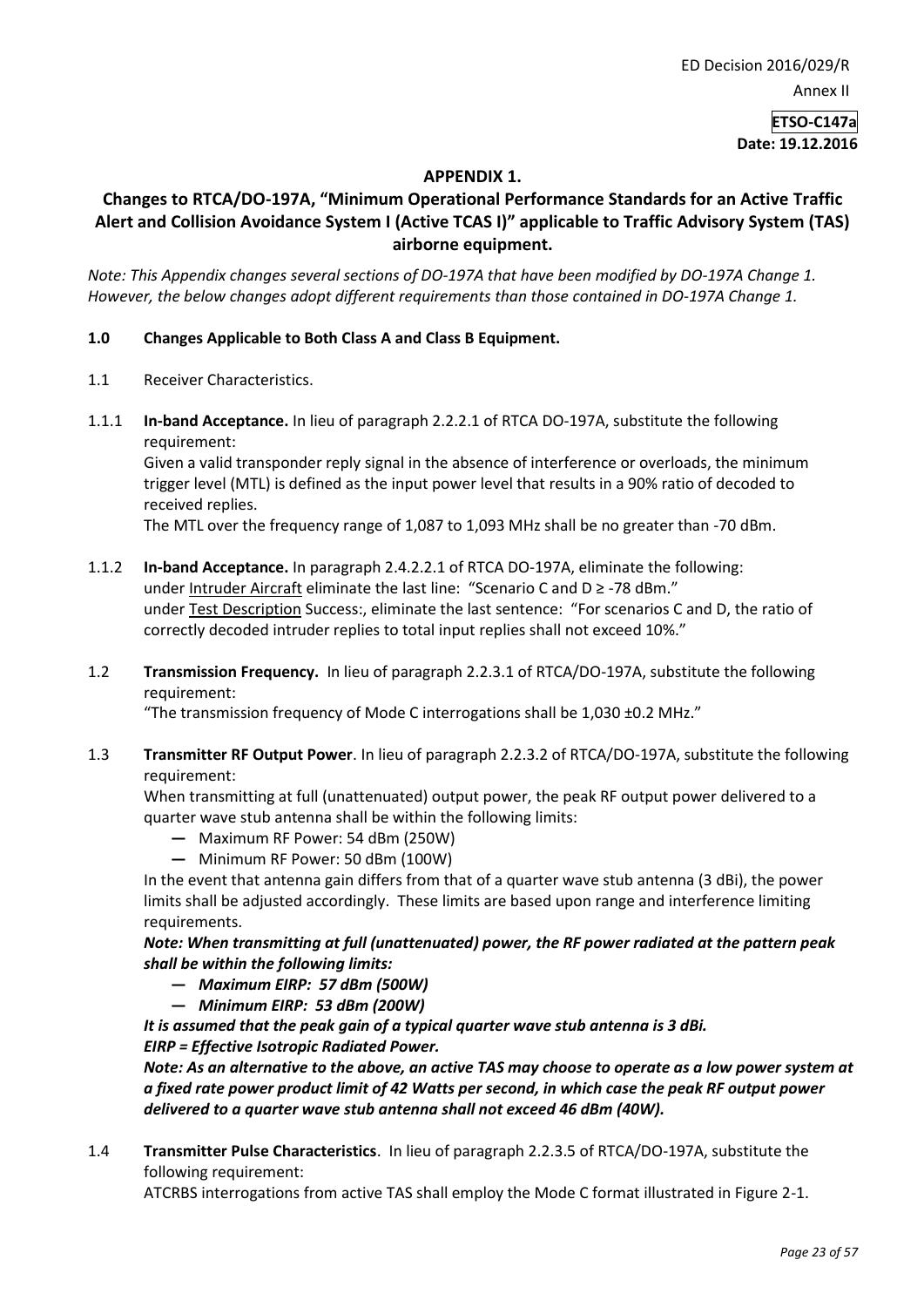## APPENDIX 1.

## Changes to RTCA/DO-197A, "Minimum Operational Performance Standards for an Active Traffic Alert and Collision Avoidance System I (Active TCAS I)" applicable to Traffic Advisory System (TAS) airborne equipment.

*Note: This Appendix changes several sections of DO-197A that have been modified by DO-197A Change 1. However, the below changes adopt different requirements than those contained in DO-197A Change 1.*

### 1.0 Changes Applicable to Both Class A and Class B Equipment.

1.1 Receiver Characteristics.

1.1.1 **In-band Acceptance.** In lieu of paragraph 2.2.2.1 of RTCA DO-197A, substitute the following requirement:

Given a valid transponder reply signal in the absence of interference or overloads, the minimum trigger level (MTL) is defined as the input power level that results in a 90% ratio of decoded to received replies.

The MTL over the frequency range of 1,087 to 1,093 MHz shall be no greater than -70 dBm.

1.1.2 **In-band Acceptance.** In paragraph 2.4.2.2.1 of RTCA DO-197A, eliminate the following: under Intruder Aircraft eliminate the last line: "Scenario C and D ≥ -78 dBm." under Test Description Success:, eliminate the last sentence: "For scenarios C and D, the ratio of correctly decoded intruder replies to total input replies shall not exceed 10%."

1.2 **Transmission Frequency.** In lieu of paragraph 2.2.3.1 of RTCA/DO-197A, substitute the following requirement:

"The transmission frequency of Mode C interrogations shall be 1,030 ±0.2 MHz."

1.3 **Transmitter RF Output Power**. In lieu of paragraph 2.2.3.2 of RTCA/DO-197A, substitute the following requirement:

When transmitting at full (unattenuated) output power, the peak RF output power delivered to a quarter wave stub antenna shall be within the following limits:

- Maximum RF Power: 54 dBm (250W)
- Minimum RF Power: 50 dBm (100W)

In the event that antenna gain differs from that of a quarter wave stub antenna (3 dBi), the power limits shall be adjusted accordingly. These limits are based upon range and interference limiting requirements.

***Note: When transmitting at full (unattenuated) power, the RF power radiated at the pattern peak shall be within the following limits:***

- ***Maximum EIRP: 57 dBm (500W)***
- ***Minimum EIRP: 53 dBm (200W)***

***It is assumed that the peak gain of a typical quarter wave stub antenna is 3 dBi.***
***EIRP = Effective Isotropic Radiated Power.***

***Note: As an alternative to the above, an active TAS may choose to operate as a low power system at a fixed rate power product limit of 42 Watts per second, in which case the peak RF output power delivered to a quarter wave stub antenna shall not exceed 46 dBm (40W).***

1.4 **Transmitter Pulse Characteristics**. In lieu of paragraph 2.2.3.5 of RTCA/DO-197A, substitute the following requirement:

ATCRBS interrogations from active TAS shall employ the Mode C format illustrated in Figure 2-1.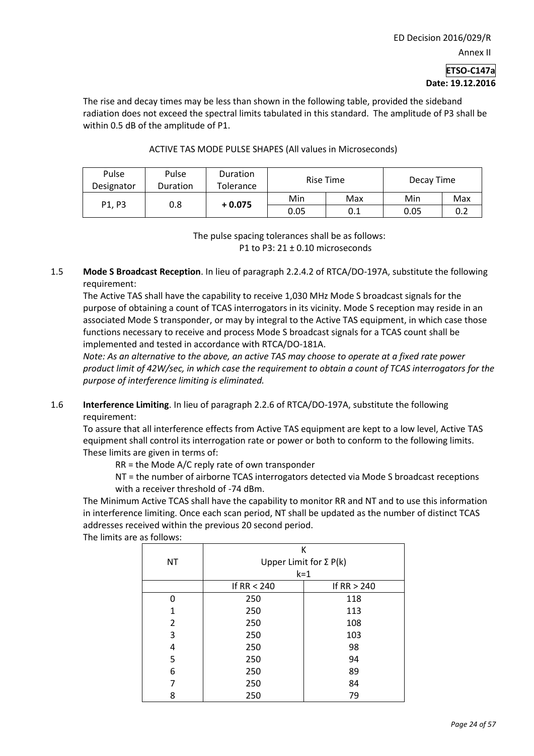The rise and decay times may be less than shown in the following table, provided the sideband radiation does not exceed the spectral limits tabulated in this standard. The amplitude of P3 shall be within 0.5 dB of the amplitude of P1.

ACTIVE TAS MODE PULSE SHAPES (All values in Microseconds)

| Pulse Designator | Pulse Duration | Duration Tolerance | Rise Time | | Decay Time | |
|---|---|---|---|---|---|---|
| | | | Min | Max | Min | Max |
| P1, P3 | 0.8 | **+ 0.075** | 0.05 | 0.1 | 0.05 | 0.2 |

The pulse spacing tolerances shall be as follows:
P1 to P3: 21 ± 0.10 microseconds

1.5 **Mode S Broadcast Reception**. In lieu of paragraph 2.2.4.2 of RTCA/DO-197A, substitute the following requirement:
The Active TAS shall have the capability to receive 1,030 MHz Mode S broadcast signals for the purpose of obtaining a count of TCAS interrogators in its vicinity. Mode S reception may reside in an associated Mode S transponder, or may by integral to the Active TAS equipment, in which case those functions necessary to receive and process Mode S broadcast signals for a TCAS count shall be implemented and tested in accordance with RTCA/DO-181A.
*Note: As an alternative to the above, an active TAS may choose to operate at a fixed rate power product limit of 42W/sec, in which case the requirement to obtain a count of TCAS interrogators for the purpose of interference limiting is eliminated.*

1.6 **Interference Limiting**. In lieu of paragraph 2.2.6 of RTCA/DO-197A, substitute the following requirement:
To assure that all interference effects from Active TAS equipment are kept to a low level, Active TAS equipment shall control its interrogation rate or power or both to conform to the following limits. These limits are given in terms of:

RR = the Mode A/C reply rate of own transponder

NT = the number of airborne TCAS interrogators detected via Mode S broadcast receptions with a receiver threshold of -74 dBm.

The Minimum Active TCAS shall have the capability to monitor RR and NT and to use this information in interference limiting. Once each scan period, NT shall be updated as the number of distinct TCAS addresses received within the previous 20 second period.
The limits are as follows:

| NT | Upper Limit for $\sum_{k=1}^{K} P(k)$ | |
|---|---|---|
| | If RR < 240 | If RR > 240 |
| 0 | 250 | 118 |
| 1 | 250 | 113 |
| 2 | 250 | 108 |
| 3 | 250 | 103 |
| 4 | 250 | 98 |
| 5 | 250 | 94 |
| 6 | 250 | 89 |
| 7 | 250 | 84 |
| 8 | 250 | 79 |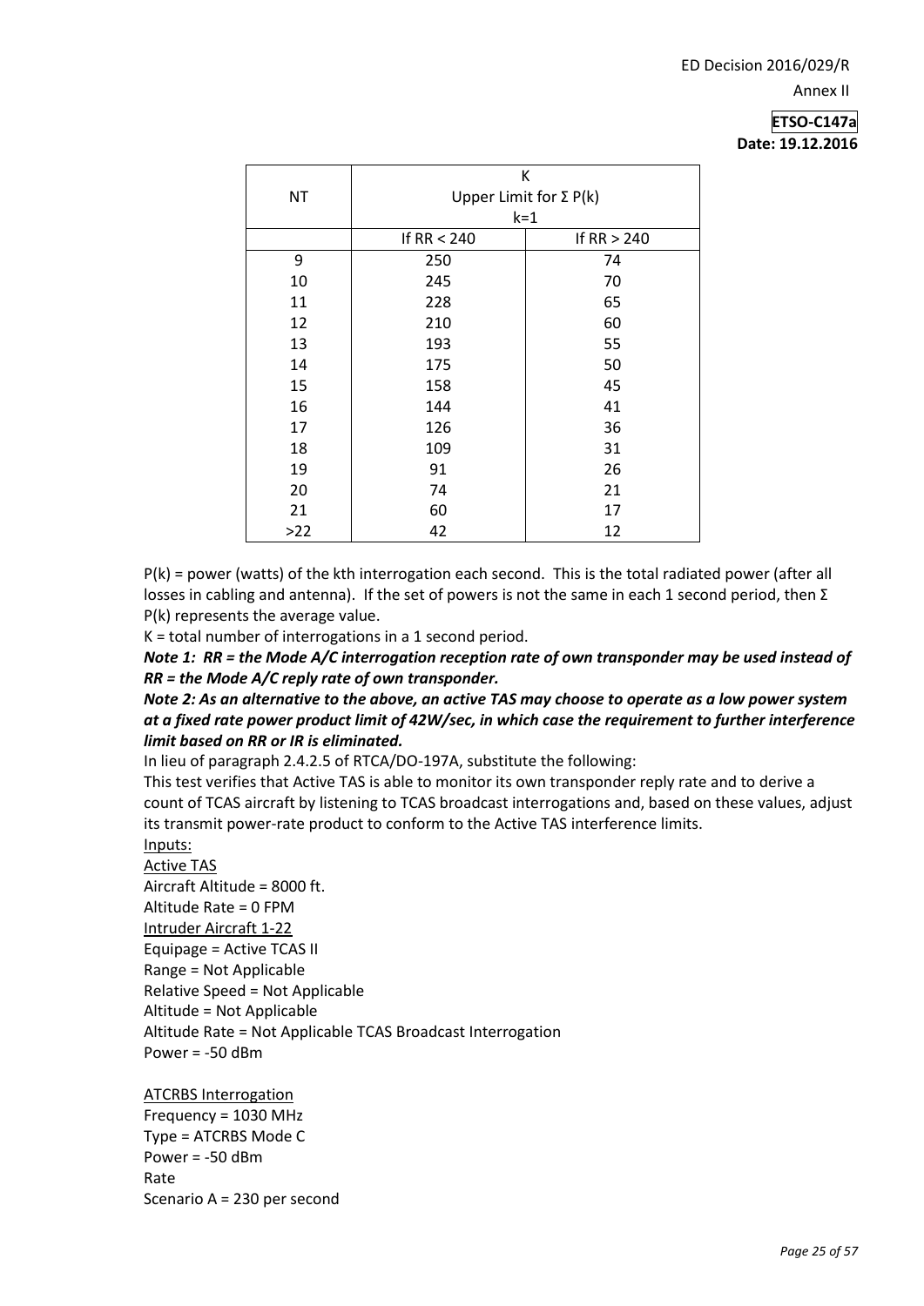| NT | K<br>Upper Limit for Σ P(k)<br>k=1 | |
|---|---|---|
| | If RR < 240 | If RR > 240 |
| 9 | 250 | 74 |
| 10 | 245 | 70 |
| 11 | 228 | 65 |
| 12 | 210 | 60 |
| 13 | 193 | 55 |
| 14 | 175 | 50 |
| 15 | 158 | 45 |
| 16 | 144 | 41 |
| 17 | 126 | 36 |
| 18 | 109 | 31 |
| 19 | 91 | 26 |
| 20 | 74 | 21 |
| 21 | 60 | 17 |
| >22 | 42 | 12 |

P(k) = power (watts) of the kth interrogation each second. This is the total radiated power (after all losses in cabling and antenna). If the set of powers is not the same in each 1 second period, then Σ P(k) represents the average value.

K = total number of interrogations in a 1 second period.

***Note 1: RR = the Mode A/C interrogation reception rate of own transponder may be used instead of RR = the Mode A/C reply rate of own transponder.***

***Note 2: As an alternative to the above, an active TAS may choose to operate as a low power system at a fixed rate power product limit of 42W/sec, in which case the requirement to further interference limit based on RR or IR is eliminated.***

In lieu of paragraph 2.4.2.5 of RTCA/DO-197A, substitute the following:

This test verifies that Active TAS is able to monitor its own transponder reply rate and to derive a count of TCAS aircraft by listening to TCAS broadcast interrogations and, based on these values, adjust its transmit power-rate product to conform to the Active TAS interference limits.

Inputs:

Active TAS

Aircraft Altitude = 8000 ft.

Altitude Rate = 0 FPM

Intruder Aircraft 1-22

Equipage = Active TCAS II

Range = Not Applicable

Relative Speed = Not Applicable

Altitude = Not Applicable

Altitude Rate = Not Applicable TCAS Broadcast Interrogation

Power = -50 dBm

ATCRBS Interrogation

Frequency = 1030 MHz

Type = ATCRBS Mode C

Power = -50 dBm

Rate

Scenario A = 230 per second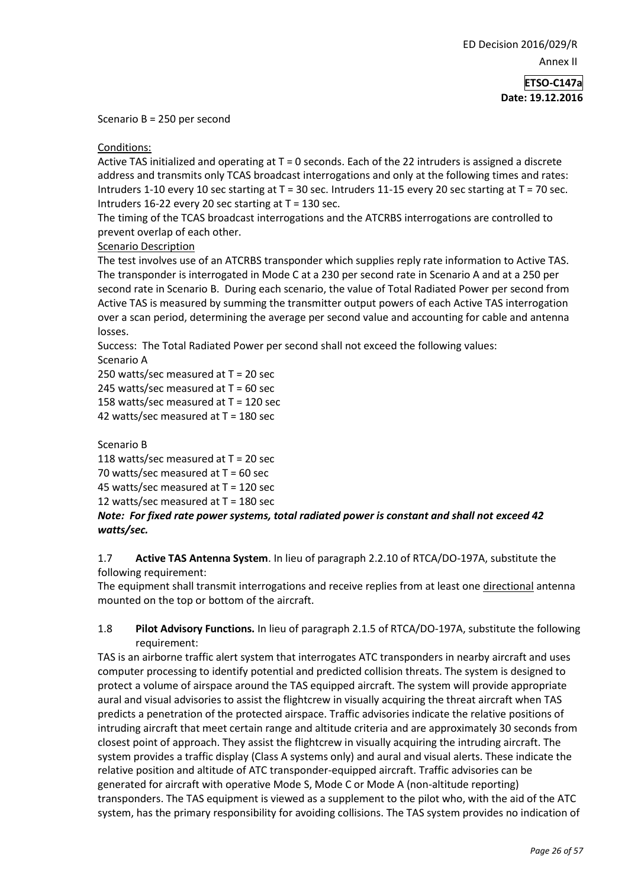Scenario B = 250 per second

<u>Conditions:</u>

Active TAS initialized and operating at T = 0 seconds. Each of the 22 intruders is assigned a discrete address and transmits only TCAS broadcast interrogations and only at the following times and rates: Intruders 1-10 every 10 sec starting at T = 30 sec. Intruders 11-15 every 20 sec starting at T = 70 sec. Intruders 16-22 every 20 sec starting at T = 130 sec.

The timing of the TCAS broadcast interrogations and the ATCRBS interrogations are controlled to prevent overlap of each other.

<u>Scenario Description</u>

The test involves use of an ATCRBS transponder which supplies reply rate information to Active TAS. The transponder is interrogated in Mode C at a 230 per second rate in Scenario A and at a 250 per second rate in Scenario B. During each scenario, the value of Total Radiated Power per second from Active TAS is measured by summing the transmitter output powers of each Active TAS interrogation over a scan period, determining the average per second value and accounting for cable and antenna losses.

Success: The Total Radiated Power per second shall not exceed the following values:

Scenario A

250 watts/sec measured at T = 20 sec
245 watts/sec measured at T = 60 sec
158 watts/sec measured at T = 120 sec
42 watts/sec measured at T = 180 sec

Scenario B

118 watts/sec measured at T = 20 sec
70 watts/sec measured at T = 60 sec
45 watts/sec measured at T = 120 sec
12 watts/sec measured at T = 180 sec

***Note: For fixed rate power systems, total radiated power is constant and shall not exceed 42 watts/sec.***

1.7 **Active TAS Antenna System**. In lieu of paragraph 2.2.10 of RTCA/DO-197A, substitute the following requirement:

The equipment shall transmit interrogations and receive replies from at least one <u>directional</u> antenna mounted on the top or bottom of the aircraft.

1.8 **Pilot Advisory Functions.** In lieu of paragraph 2.1.5 of RTCA/DO-197A, substitute the following requirement:

TAS is an airborne traffic alert system that interrogates ATC transponders in nearby aircraft and uses computer processing to identify potential and predicted collision threats. The system is designed to protect a volume of airspace around the TAS equipped aircraft. The system will provide appropriate aural and visual advisories to assist the flightcrew in visually acquiring the threat aircraft when TAS predicts a penetration of the protected airspace. Traffic advisories indicate the relative positions of intruding aircraft that meet certain range and altitude criteria and are approximately 30 seconds from closest point of approach. They assist the flightcrew in visually acquiring the intruding aircraft. The system provides a traffic display (Class A systems only) and aural and visual alerts. These indicate the relative position and altitude of ATC transponder-equipped aircraft. Traffic advisories can be generated for aircraft with operative Mode S, Mode C or Mode A (non-altitude reporting) transponders. The TAS equipment is viewed as a supplement to the pilot who, with the aid of the ATC system, has the primary responsibility for avoiding collisions. The TAS system provides no indication of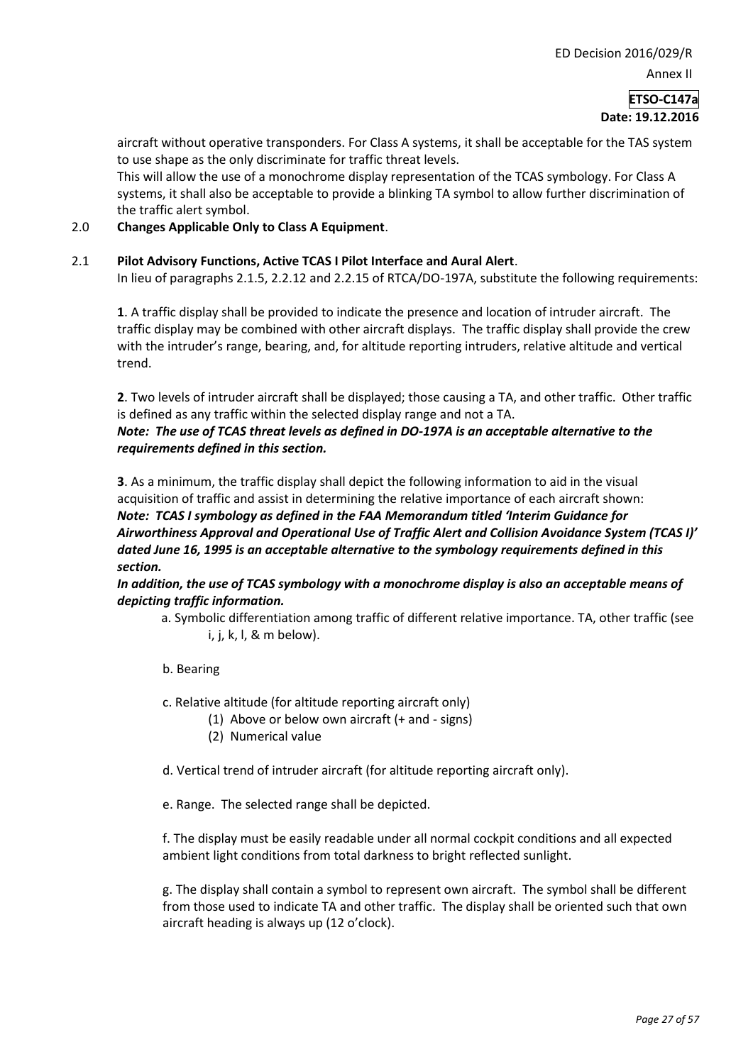aircraft without operative transponders. For Class A systems, it shall be acceptable for the TAS system to use shape as the only discriminate for traffic threat levels.

This will allow the use of a monochrome display representation of the TCAS symbology. For Class A systems, it shall also be acceptable to provide a blinking TA symbol to allow further discrimination of the traffic alert symbol.

## 2.0 **Changes Applicable Only to Class A Equipment**.

### 2.1 **Pilot Advisory Functions, Active TCAS I Pilot Interface and Aural Alert**.

In lieu of paragraphs 2.1.5, 2.2.12 and 2.2.15 of RTCA/DO-197A, substitute the following requirements:

**1**. A traffic display shall be provided to indicate the presence and location of intruder aircraft. The traffic display may be combined with other aircraft displays. The traffic display shall provide the crew with the intruder's range, bearing, and, for altitude reporting intruders, relative altitude and vertical trend.

**2**. Two levels of intruder aircraft shall be displayed; those causing a TA, and other traffic. Other traffic is defined as any traffic within the selected display range and not a TA.

***Note: The use of TCAS threat levels as defined in DO-197A is an acceptable alternative to the requirements defined in this section.***

**3**. As a minimum, the traffic display shall depict the following information to aid in the visual acquisition of traffic and assist in determining the relative importance of each aircraft shown:

***Note: TCAS I symbology as defined in the FAA Memorandum titled 'Interim Guidance for Airworthiness Approval and Operational Use of Traffic Alert and Collision Avoidance System (TCAS I)' dated June 16, 1995 is an acceptable alternative to the symbology requirements defined in this section.***

***In addition, the use of TCAS symbology with a monochrome display is also an acceptable means of depicting traffic information.***

a. Symbolic differentiation among traffic of different relative importance. TA, other traffic (see i, j, k, l, & m below).

b. Bearing

c. Relative altitude (for altitude reporting aircraft only)

- (1) Above or below own aircraft (+ and - signs)
- (2) Numerical value

d. Vertical trend of intruder aircraft (for altitude reporting aircraft only).

e. Range. The selected range shall be depicted.

f. The display must be easily readable under all normal cockpit conditions and all expected ambient light conditions from total darkness to bright reflected sunlight.

g. The display shall contain a symbol to represent own aircraft. The symbol shall be different from those used to indicate TA and other traffic. The display shall be oriented such that own aircraft heading is always up (12 o'clock).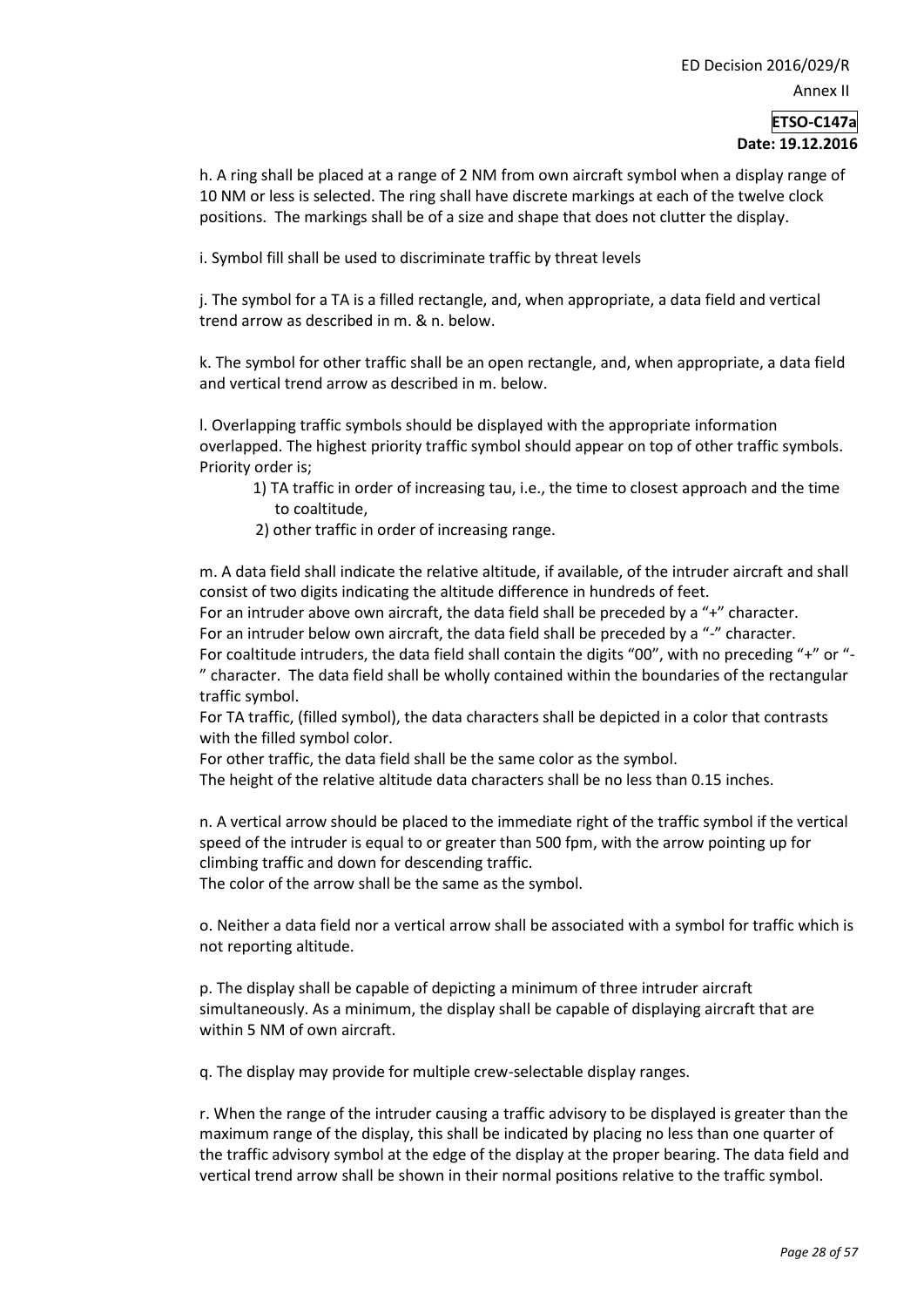h. A ring shall be placed at a range of 2 NM from own aircraft symbol when a display range of 10 NM or less is selected. The ring shall have discrete markings at each of the twelve clock positions. The markings shall be of a size and shape that does not clutter the display.

i. Symbol fill shall be used to discriminate traffic by threat levels

j. The symbol for a TA is a filled rectangle, and, when appropriate, a data field and vertical trend arrow as described in m. & n. below.

k. The symbol for other traffic shall be an open rectangle, and, when appropriate, a data field and vertical trend arrow as described in m. below.

l. Overlapping traffic symbols should be displayed with the appropriate information overlapped. The highest priority traffic symbol should appear on top of other traffic symbols. Priority order is;

1) TA traffic in order of increasing tau, i.e., the time to closest approach and the time to coaltitude,
2) other traffic in order of increasing range.

m. A data field shall indicate the relative altitude, if available, of the intruder aircraft and shall consist of two digits indicating the altitude difference in hundreds of feet.
For an intruder above own aircraft, the data field shall be preceded by a "+" character.
For an intruder below own aircraft, the data field shall be preceded by a "-" character.
For coaltitude intruders, the data field shall contain the digits "00", with no preceding "+" or "-" character. The data field shall be wholly contained within the boundaries of the rectangular traffic symbol.
For TA traffic, (filled symbol), the data characters shall be depicted in a color that contrasts with the filled symbol color.
For other traffic, the data field shall be the same color as the symbol.
The height of the relative altitude data characters shall be no less than 0.15 inches.

n. A vertical arrow should be placed to the immediate right of the traffic symbol if the vertical speed of the intruder is equal to or greater than 500 fpm, with the arrow pointing up for climbing traffic and down for descending traffic.
The color of the arrow shall be the same as the symbol.

o. Neither a data field nor a vertical arrow shall be associated with a symbol for traffic which is not reporting altitude.

p. The display shall be capable of depicting a minimum of three intruder aircraft simultaneously. As a minimum, the display shall be capable of displaying aircraft that are within 5 NM of own aircraft.

q. The display may provide for multiple crew-selectable display ranges.

r. When the range of the intruder causing a traffic advisory to be displayed is greater than the maximum range of the display, this shall be indicated by placing no less than one quarter of the traffic advisory symbol at the edge of the display at the proper bearing. The data field and vertical trend arrow shall be shown in their normal positions relative to the traffic symbol.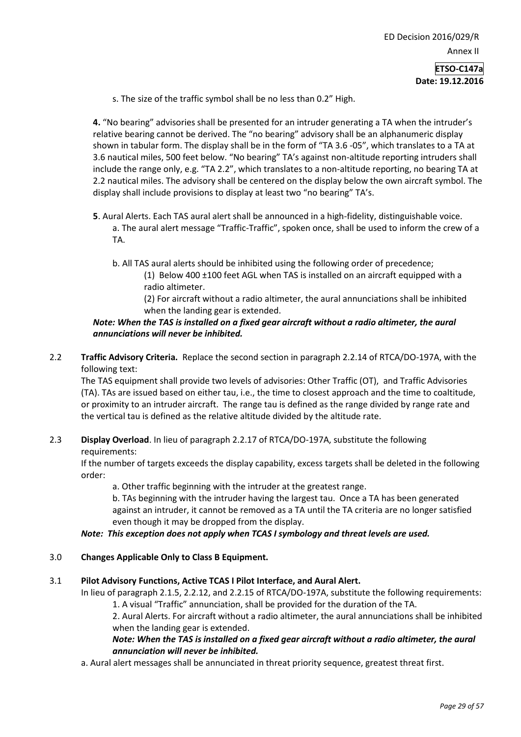s. The size of the traffic symbol shall be no less than 0.2" High.

**4.** "No bearing" advisories shall be presented for an intruder generating a TA when the intruder's relative bearing cannot be derived. The "no bearing" advisory shall be an alphanumeric display shown in tabular form. The display shall be in the form of "TA 3.6 -05", which translates to a TA at 3.6 nautical miles, 500 feet below. "No bearing" TA's against non-altitude reporting intruders shall include the range only, e.g. "TA 2.2", which translates to a non-altitude reporting, no bearing TA at 2.2 nautical miles. The advisory shall be centered on the display below the own aircraft symbol. The display shall include provisions to display at least two "no bearing" TA's.

**5**. Aural Alerts. Each TAS aural alert shall be announced in a high-fidelity, distinguishable voice.

a. The aural alert message "Traffic-Traffic", spoken once, shall be used to inform the crew of a TA.

b. All TAS aural alerts should be inhibited using the following order of precedence;

(1) Below 400 ±100 feet AGL when TAS is installed on an aircraft equipped with a radio altimeter.

(2) For aircraft without a radio altimeter, the aural annunciations shall be inhibited when the landing gear is extended.

***Note: When the TAS is installed on a fixed gear aircraft without a radio altimeter, the aural annunciations will never be inhibited.***

2.2 **Traffic Advisory Criteria.** Replace the second section in paragraph 2.2.14 of RTCA/DO-197A, with the following text:

The TAS equipment shall provide two levels of advisories: Other Traffic (OT), and Traffic Advisories (TA). TAs are issued based on either tau, i.e., the time to closest approach and the time to coaltitude, or proximity to an intruder aircraft. The range tau is defined as the range divided by range rate and the vertical tau is defined as the relative altitude divided by the altitude rate.

2.3 **Display Overload**. In lieu of paragraph 2.2.17 of RTCA/DO-197A, substitute the following requirements:

If the number of targets exceeds the display capability, excess targets shall be deleted in the following order:

a. Other traffic beginning with the intruder at the greatest range.

b. TAs beginning with the intruder having the largest tau. Once a TA has been generated against an intruder, it cannot be removed as a TA until the TA criteria are no longer satisfied even though it may be dropped from the display.

***Note: This exception does not apply when TCAS I symbology and threat levels are used.***

## 3.0 Changes Applicable Only to Class B Equipment.

### 3.1 Pilot Advisory Functions, Active TCAS I Pilot Interface, and Aural Alert.

In lieu of paragraph 2.1.5, 2.2.12, and 2.2.15 of RTCA/DO-197A, substitute the following requirements:

1. A visual "Traffic" annunciation, shall be provided for the duration of the TA.

2. Aural Alerts. For aircraft without a radio altimeter, the aural annunciations shall be inhibited when the landing gear is extended.

***Note: When the TAS is installed on a fixed gear aircraft without a radio altimeter, the aural annunciation will never be inhibited.***

a. Aural alert messages shall be annunciated in threat priority sequence, greatest threat first.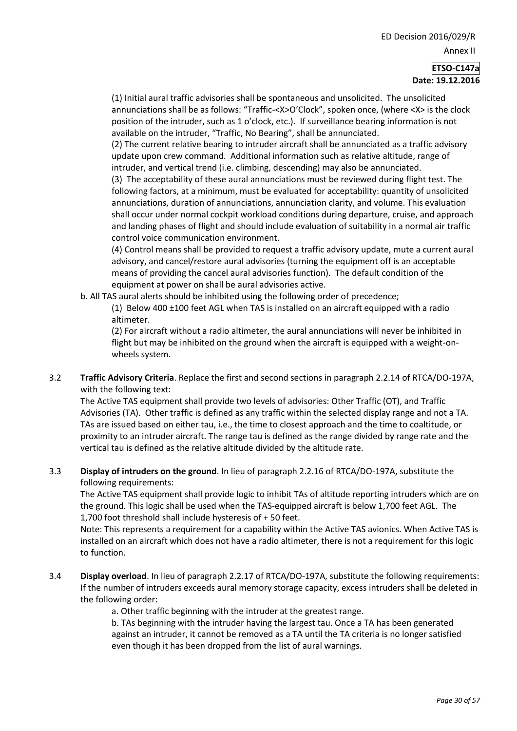(1) Initial aural traffic advisories shall be spontaneous and unsolicited. The unsolicited annunciations shall be as follows: "Traffic-<X>O'Clock", spoken once, (where <X> is the clock position of the intruder, such as 1 o'clock, etc.). If surveillance bearing information is not available on the intruder, "Traffic, No Bearing", shall be annunciated.

(2) The current relative bearing to intruder aircraft shall be annunciated as a traffic advisory update upon crew command. Additional information such as relative altitude, range of intruder, and vertical trend (i.e. climbing, descending) may also be annunciated.

(3) The acceptability of these aural annunciations must be reviewed during flight test. The following factors, at a minimum, must be evaluated for acceptability: quantity of unsolicited annunciations, duration of annunciations, annunciation clarity, and volume. This evaluation shall occur under normal cockpit workload conditions during departure, cruise, and approach and landing phases of flight and should include evaluation of suitability in a normal air traffic control voice communication environment.

(4) Control means shall be provided to request a traffic advisory update, mute a current aural advisory, and cancel/restore aural advisories (turning the equipment off is an acceptable means of providing the cancel aural advisories function). The default condition of the equipment at power on shall be aural advisories active.

b. All TAS aural alerts should be inhibited using the following order of precedence;

(1) Below 400 ±100 feet AGL when TAS is installed on an aircraft equipped with a radio altimeter.

(2) For aircraft without a radio altimeter, the aural annunciations will never be inhibited in flight but may be inhibited on the ground when the aircraft is equipped with a weight-on-wheels system.

3.2 **Traffic Advisory Criteria**. Replace the first and second sections in paragraph 2.2.14 of RTCA/DO-197A, with the following text:

The Active TAS equipment shall provide two levels of advisories: Other Traffic (OT), and Traffic Advisories (TA). Other traffic is defined as any traffic within the selected display range and not a TA. TAs are issued based on either tau, i.e., the time to closest approach and the time to coaltitude, or proximity to an intruder aircraft. The range tau is defined as the range divided by range rate and the vertical tau is defined as the relative altitude divided by the altitude rate.

3.3 **Display of intruders on the ground**. In lieu of paragraph 2.2.16 of RTCA/DO-197A, substitute the following requirements:

The Active TAS equipment shall provide logic to inhibit TAs of altitude reporting intruders which are on the ground. This logic shall be used when the TAS-equipped aircraft is below 1,700 feet AGL. The 1,700 foot threshold shall include hysteresis of + 50 feet.

Note: This represents a requirement for a capability within the Active TAS avionics. When Active TAS is installed on an aircraft which does not have a radio altimeter, there is not a requirement for this logic to function.

3.4 **Display overload**. In lieu of paragraph 2.2.17 of RTCA/DO-197A, substitute the following requirements:

If the number of intruders exceeds aural memory storage capacity, excess intruders shall be deleted in the following order:

a. Other traffic beginning with the intruder at the greatest range.

b. TAs beginning with the intruder having the largest tau. Once a TA has been generated against an intruder, it cannot be removed as a TA until the TA criteria is no longer satisfied even though it has been dropped from the list of aural warnings.